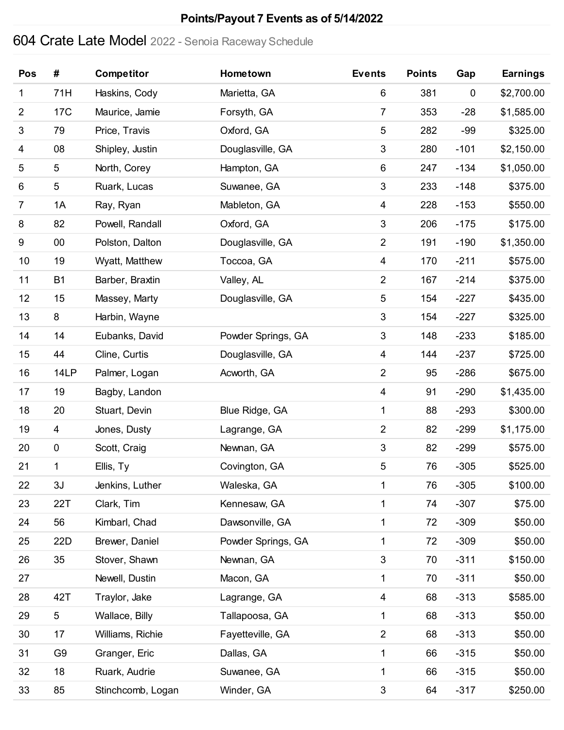**Points/Payout 7 Events as of 5/14/2022**

# 604 Crate Late Model 2022 - Senoia Raceway Schedule

| Pos | # | Competitor | Hometown | Events | Points | Gap | Earnings |
|---|---|---|---|---|---|---|---|
| 1 | 71H | Haskins, Cody | Marietta, GA | 6 | 381 | 0 | $2,700.00 |
| 2 | 17C | Maurice, Jamie | Forsyth, GA | 7 | 353 | -28 | $1,585.00 |
| 3 | 79 | Price, Travis | Oxford, GA | 5 | 282 | -99 | $325.00 |
| 4 | 08 | Shipley, Justin | Douglasville, GA | 3 | 280 | -101 | $2,150.00 |
| 5 | 5 | North, Corey | Hampton, GA | 6 | 247 | -134 | $1,050.00 |
| 6 | 5 | Ruark, Lucas | Suwanee, GA | 3 | 233 | -148 | $375.00 |
| 7 | 1A | Ray, Ryan | Mableton, GA | 4 | 228 | -153 | $550.00 |
| 8 | 82 | Powell, Randall | Oxford, GA | 3 | 206 | -175 | $175.00 |
| 9 | 00 | Polston, Dalton | Douglasville, GA | 2 | 191 | -190 | $1,350.00 |
| 10 | 19 | Wyatt, Matthew | Toccoa, GA | 4 | 170 | -211 | $575.00 |
| 11 | B1 | Barber, Braxtin | Valley, AL | 2 | 167 | -214 | $375.00 |
| 12 | 15 | Massey, Marty | Douglasville, GA | 5 | 154 | -227 | $435.00 |
| 13 | 8 | Harbin, Wayne | | 3 | 154 | -227 | $325.00 |
| 14 | 14 | Eubanks, David | Powder Springs, GA | 3 | 148 | -233 | $185.00 |
| 15 | 44 | Cline, Curtis | Douglasville, GA | 4 | 144 | -237 | $725.00 |
| 16 | 14LP | Palmer, Logan | Acworth, GA | 2 | 95 | -286 | $675.00 |
| 17 | 19 | Bagby, Landon | | 4 | 91 | -290 | $1,435.00 |
| 18 | 20 | Stuart, Devin | Blue Ridge, GA | 1 | 88 | -293 | $300.00 |
| 19 | 4 | Jones, Dusty | Lagrange, GA | 2 | 82 | -299 | $1,175.00 |
| 20 | 0 | Scott, Craig | Newnan, GA | 3 | 82 | -299 | $575.00 |
| 21 | 1 | Ellis, Ty | Covington, GA | 5 | 76 | -305 | $525.00 |
| 22 | 3J | Jenkins, Luther | Waleska, GA | 1 | 76 | -305 | $100.00 |
| 23 | 22T | Clark, Tim | Kennesaw, GA | 1 | 74 | -307 | $75.00 |
| 24 | 56 | Kimbarl, Chad | Dawsonville, GA | 1 | 72 | -309 | $50.00 |
| 25 | 22D | Brewer, Daniel | Powder Springs, GA | 1 | 72 | -309 | $50.00 |
| 26 | 35 | Stover, Shawn | Newnan, GA | 3 | 70 | -311 | $150.00 |
| 27 | | Newell, Dustin | Macon, GA | 1 | 70 | -311 | $50.00 |
| 28 | 42T | Traylor, Jake | Lagrange, GA | 4 | 68 | -313 | $585.00 |
| 29 | 5 | Wallace, Billy | Tallapoosa, GA | 1 | 68 | -313 | $50.00 |
| 30 | 17 | Williams, Richie | Fayetteville, GA | 2 | 68 | -313 | $50.00 |
| 31 | G9 | Granger, Eric | Dallas, GA | 1 | 66 | -315 | $50.00 |
| 32 | 18 | Ruark, Audrie | Suwanee, GA | 1 | 66 | -315 | $50.00 |
| 33 | 85 | Stinchcomb, Logan | Winder, GA | 3 | 64 | -317 | $250.00 |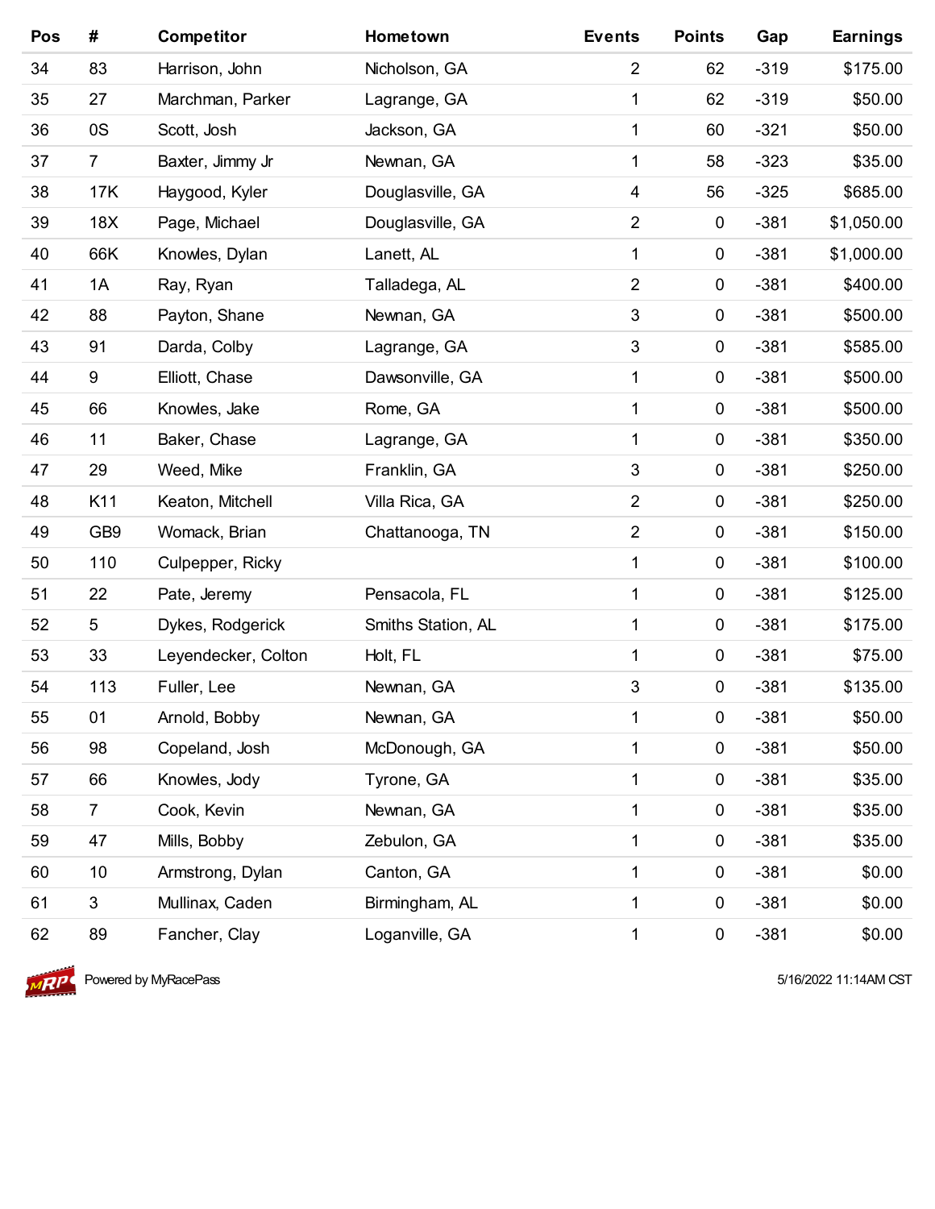| Pos | # | Competitor | Hometown | Events | Points | Gap | Earnings |
|---|---|---|---|---|---|---|---|
| 34 | 83 | Harrison, John | Nicholson, GA | 2 | 62 | -319 | $175.00 |
| 35 | 27 | Marchman, Parker | Lagrange, GA | 1 | 62 | -319 | $50.00 |
| 36 | 0S | Scott, Josh | Jackson, GA | 1 | 60 | -321 | $50.00 |
| 37 | 7 | Baxter, Jimmy Jr | Newnan, GA | 1 | 58 | -323 | $35.00 |
| 38 | 17K | Haygood, Kyler | Douglasville, GA | 4 | 56 | -325 | $685.00 |
| 39 | 18X | Page, Michael | Douglasville, GA | 2 | 0 | -381 | $1,050.00 |
| 40 | 66K | Knowles, Dylan | Lanett, AL | 1 | 0 | -381 | $1,000.00 |
| 41 | 1A | Ray, Ryan | Talladega, AL | 2 | 0 | -381 | $400.00 |
| 42 | 88 | Payton, Shane | Newnan, GA | 3 | 0 | -381 | $500.00 |
| 43 | 91 | Darda, Colby | Lagrange, GA | 3 | 0 | -381 | $585.00 |
| 44 | 9 | Elliott, Chase | Dawsonville, GA | 1 | 0 | -381 | $500.00 |
| 45 | 66 | Knowles, Jake | Rome, GA | 1 | 0 | -381 | $500.00 |
| 46 | 11 | Baker, Chase | Lagrange, GA | 1 | 0 | -381 | $350.00 |
| 47 | 29 | Weed, Mike | Franklin, GA | 3 | 0 | -381 | $250.00 |
| 48 | K11 | Keaton, Mitchell | Villa Rica, GA | 2 | 0 | -381 | $250.00 |
| 49 | GB9 | Womack, Brian | Chattanooga, TN | 2 | 0 | -381 | $150.00 |
| 50 | 110 | Culpepper, Ricky | | 1 | 0 | -381 | $100.00 |
| 51 | 22 | Pate, Jeremy | Pensacola, FL | 1 | 0 | -381 | $125.00 |
| 52 | 5 | Dykes, Rodgerick | Smiths Station, AL | 1 | 0 | -381 | $175.00 |
| 53 | 33 | Leyendecker, Colton | Holt, FL | 1 | 0 | -381 | $75.00 |
| 54 | 113 | Fuller, Lee | Newnan, GA | 3 | 0 | -381 | $135.00 |
| 55 | 01 | Arnold, Bobby | Newnan, GA | 1 | 0 | -381 | $50.00 |
| 56 | 98 | Copeland, Josh | McDonough, GA | 1 | 0 | -381 | $50.00 |
| 57 | 66 | Knowles, Jody | Tyrone, GA | 1 | 0 | -381 | $35.00 |
| 58 | 7 | Cook, Kevin | Newnan, GA | 1 | 0 | -381 | $35.00 |
| 59 | 47 | Mills, Bobby | Zebulon, GA | 1 | 0 | -381 | $35.00 |
| 60 | 10 | Armstrong, Dylan | Canton, GA | 1 | 0 | -381 | $0.00 |
| 61 | 3 | Mullinax, Caden | Birmingham, AL | 1 | 0 | -381 | $0.00 |
| 62 | 89 | Fancher, Clay | Loganville, GA | 1 | 0 | -381 | $0.00 |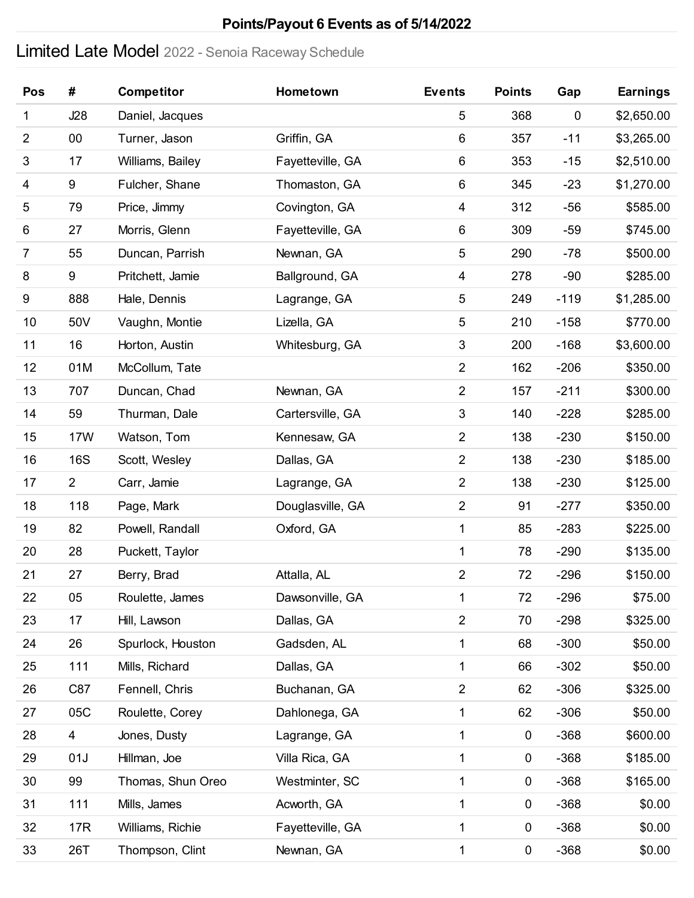**Points/Payout 6 Events as of 5/14/2022**

# Limited Late Model 2022 - Senoia Raceway Schedule

| Pos | # | Competitor | Hometown | Events | Points | Gap | Earnings |
|---|---|---|---|---|---|---|---|
| 1 | J28 | Daniel, Jacques | | 5 | 368 | 0 | $2,650.00 |
| 2 | 00 | Turner, Jason | Griffin, GA | 6 | 357 | -11 | $3,265.00 |
| 3 | 17 | Williams, Bailey | Fayetteville, GA | 6 | 353 | -15 | $2,510.00 |
| 4 | 9 | Fulcher, Shane | Thomaston, GA | 6 | 345 | -23 | $1,270.00 |
| 5 | 79 | Price, Jimmy | Covington, GA | 4 | 312 | -56 | $585.00 |
| 6 | 27 | Morris, Glenn | Fayetteville, GA | 6 | 309 | -59 | $745.00 |
| 7 | 55 | Duncan, Parrish | Newnan, GA | 5 | 290 | -78 | $500.00 |
| 8 | 9 | Pritchett, Jamie | Ballground, GA | 4 | 278 | -90 | $285.00 |
| 9 | 888 | Hale, Dennis | Lagrange, GA | 5 | 249 | -119 | $1,285.00 |
| 10 | 50V | Vaughn, Montie | Lizella, GA | 5 | 210 | -158 | $770.00 |
| 11 | 16 | Horton, Austin | Whitesburg, GA | 3 | 200 | -168 | $3,600.00 |
| 12 | 01M | McCollum, Tate | | 2 | 162 | -206 | $350.00 |
| 13 | 707 | Duncan, Chad | Newnan, GA | 2 | 157 | -211 | $300.00 |
| 14 | 59 | Thurman, Dale | Cartersville, GA | 3 | 140 | -228 | $285.00 |
| 15 | 17W | Watson, Tom | Kennesaw, GA | 2 | 138 | -230 | $150.00 |
| 16 | 16S | Scott, Wesley | Dallas, GA | 2 | 138 | -230 | $185.00 |
| 17 | 2 | Carr, Jamie | Lagrange, GA | 2 | 138 | -230 | $125.00 |
| 18 | 118 | Page, Mark | Douglasville, GA | 2 | 91 | -277 | $350.00 |
| 19 | 82 | Powell, Randall | Oxford, GA | 1 | 85 | -283 | $225.00 |
| 20 | 28 | Puckett, Taylor | | 1 | 78 | -290 | $135.00 |
| 21 | 27 | Berry, Brad | Attalla, AL | 2 | 72 | -296 | $150.00 |
| 22 | 05 | Roulette, James | Dawsonville, GA | 1 | 72 | -296 | $75.00 |
| 23 | 17 | Hill, Lawson | Dallas, GA | 2 | 70 | -298 | $325.00 |
| 24 | 26 | Spurlock, Houston | Gadsden, AL | 1 | 68 | -300 | $50.00 |
| 25 | 111 | Mills, Richard | Dallas, GA | 1 | 66 | -302 | $50.00 |
| 26 | C87 | Fennell, Chris | Buchanan, GA | 2 | 62 | -306 | $325.00 |
| 27 | 05C | Roulette, Corey | Dahlonega, GA | 1 | 62 | -306 | $50.00 |
| 28 | 4 | Jones, Dusty | Lagrange, GA | 1 | 0 | -368 | $600.00 |
| 29 | 01J | Hillman, Joe | Villa Rica, GA | 1 | 0 | -368 | $185.00 |
| 30 | 99 | Thomas, Shun Oreo | Westminter, SC | 1 | 0 | -368 | $165.00 |
| 31 | 111 | Mills, James | Acworth, GA | 1 | 0 | -368 | $0.00 |
| 32 | 17R | Williams, Richie | Fayetteville, GA | 1 | 0 | -368 | $0.00 |
| 33 | 26T | Thompson, Clint | Newnan, GA | 1 | 0 | -368 | $0.00 |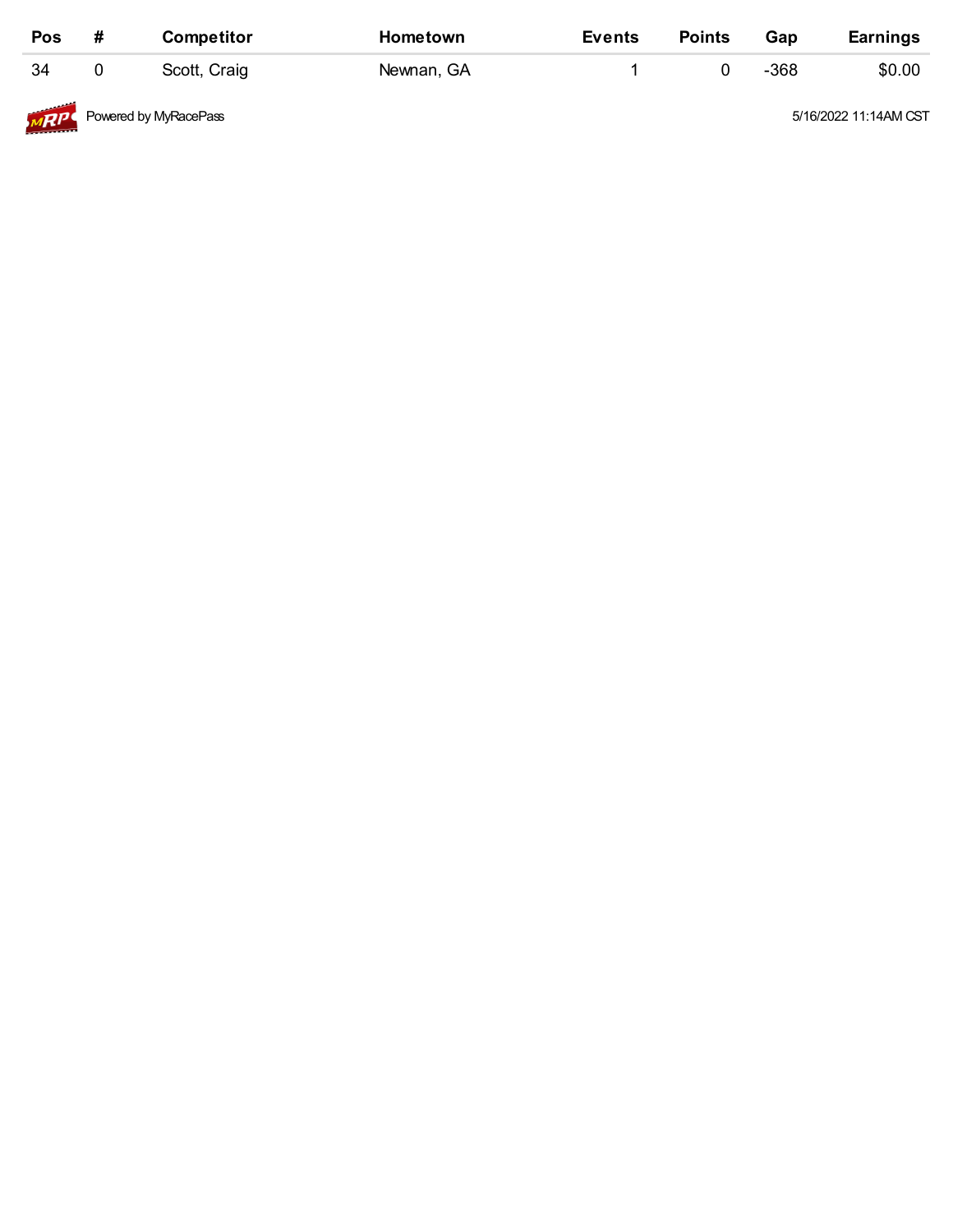| Pos | # | Competitor | Hometown | Events | Points | Gap | Earnings |
|---|---|---|---|---|---|---|---|
| 34 | 0 | Scott, Craig | Newnan, GA | 1 | 0 | -368 | $0.00 |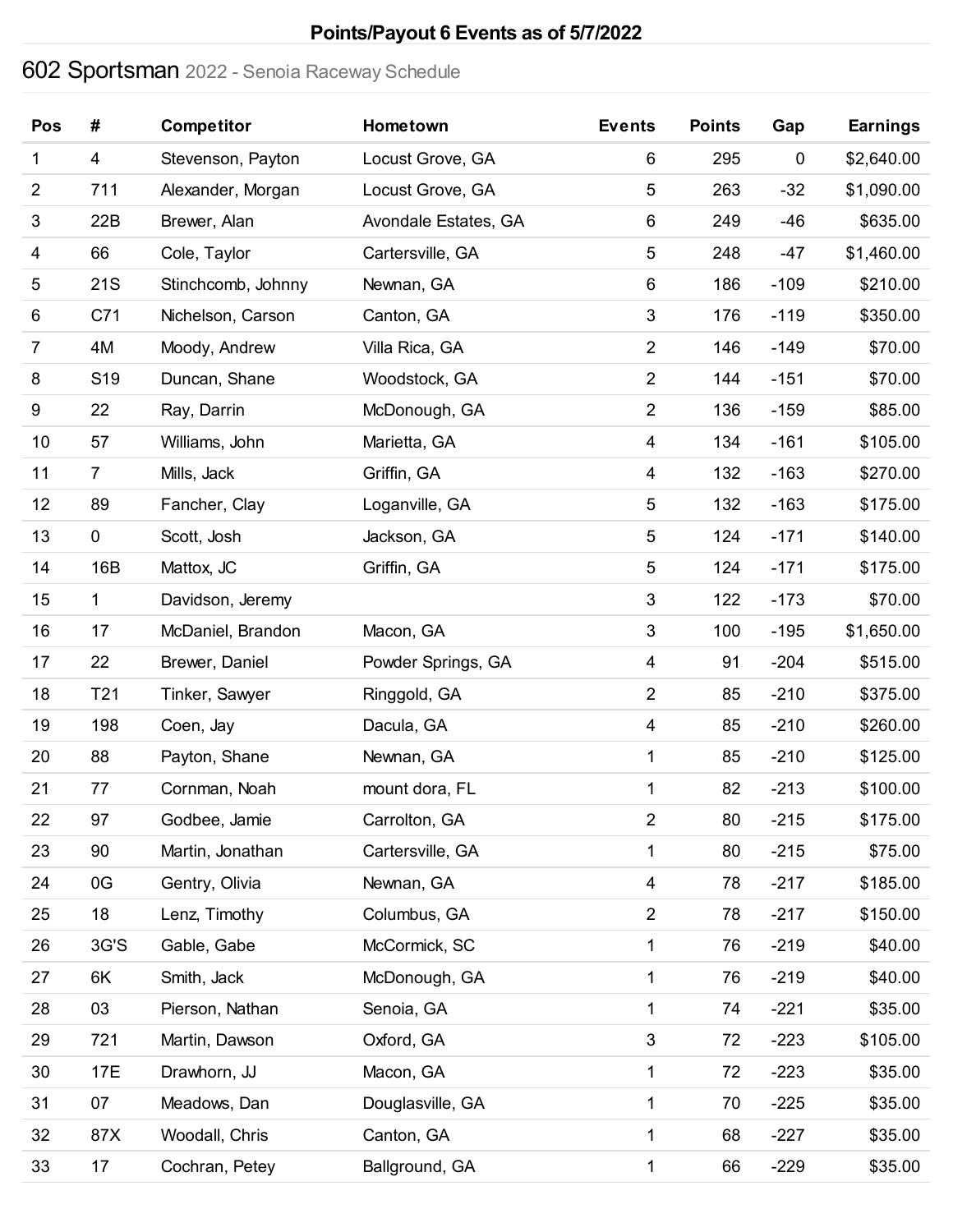## Points/Payout 6 Events as of 5/7/2022

# 602 Sportsman 2022 - Senoia Raceway Schedule

| Pos | # | Competitor | Hometown | Events | Points | Gap | Earnings |
|---|---|---|---|---|---|---|---|
| 1 | 4 | Stevenson, Payton | Locust Grove, GA | 6 | 295 | 0 | $2,640.00 |
| 2 | 711 | Alexander, Morgan | Locust Grove, GA | 5 | 263 | -32 | $1,090.00 |
| 3 | 22B | Brewer, Alan | Avondale Estates, GA | 6 | 249 | -46 | $635.00 |
| 4 | 66 | Cole, Taylor | Cartersville, GA | 5 | 248 | -47 | $1,460.00 |
| 5 | 21S | Stinchcomb, Johnny | Newnan, GA | 6 | 186 | -109 | $210.00 |
| 6 | C71 | Nichelson, Carson | Canton, GA | 3 | 176 | -119 | $350.00 |
| 7 | 4M | Moody, Andrew | Villa Rica, GA | 2 | 146 | -149 | $70.00 |
| 8 | S19 | Duncan, Shane | Woodstock, GA | 2 | 144 | -151 | $70.00 |
| 9 | 22 | Ray, Darrin | McDonough, GA | 2 | 136 | -159 | $85.00 |
| 10 | 57 | Williams, John | Marietta, GA | 4 | 134 | -161 | $105.00 |
| 11 | 7 | Mills, Jack | Griffin, GA | 4 | 132 | -163 | $270.00 |
| 12 | 89 | Fancher, Clay | Loganville, GA | 5 | 132 | -163 | $175.00 |
| 13 | 0 | Scott, Josh | Jackson, GA | 5 | 124 | -171 | $140.00 |
| 14 | 16B | Mattox, JC | Griffin, GA | 5 | 124 | -171 | $175.00 |
| 15 | 1 | Davidson, Jeremy | | 3 | 122 | -173 | $70.00 |
| 16 | 17 | McDaniel, Brandon | Macon, GA | 3 | 100 | -195 | $1,650.00 |
| 17 | 22 | Brewer, Daniel | Powder Springs, GA | 4 | 91 | -204 | $515.00 |
| 18 | T21 | Tinker, Sawyer | Ringgold, GA | 2 | 85 | -210 | $375.00 |
| 19 | 198 | Coen, Jay | Dacula, GA | 4 | 85 | -210 | $260.00 |
| 20 | 88 | Payton, Shane | Newnan, GA | 1 | 85 | -210 | $125.00 |
| 21 | 77 | Cornman, Noah | mount dora, FL | 1 | 82 | -213 | $100.00 |
| 22 | 97 | Godbee, Jamie | Carrolton, GA | 2 | 80 | -215 | $175.00 |
| 23 | 90 | Martin, Jonathan | Cartersville, GA | 1 | 80 | -215 | $75.00 |
| 24 | 0G | Gentry, Olivia | Newnan, GA | 4 | 78 | -217 | $185.00 |
| 25 | 18 | Lenz, Timothy | Columbus, GA | 2 | 78 | -217 | $150.00 |
| 26 | 3G'S | Gable, Gabe | McCormick, SC | 1 | 76 | -219 | $40.00 |
| 27 | 6K | Smith, Jack | McDonough, GA | 1 | 76 | -219 | $40.00 |
| 28 | 03 | Pierson, Nathan | Senoia, GA | 1 | 74 | -221 | $35.00 |
| 29 | 721 | Martin, Dawson | Oxford, GA | 3 | 72 | -223 | $105.00 |
| 30 | 17E | Drawhorn, JJ | Macon, GA | 1 | 72 | -223 | $35.00 |
| 31 | 07 | Meadows, Dan | Douglasville, GA | 1 | 70 | -225 | $35.00 |
| 32 | 87X | Woodall, Chris | Canton, GA | 1 | 68 | -227 | $35.00 |
| 33 | 17 | Cochran, Petey | Ballground, GA | 1 | 66 | -229 | $35.00 |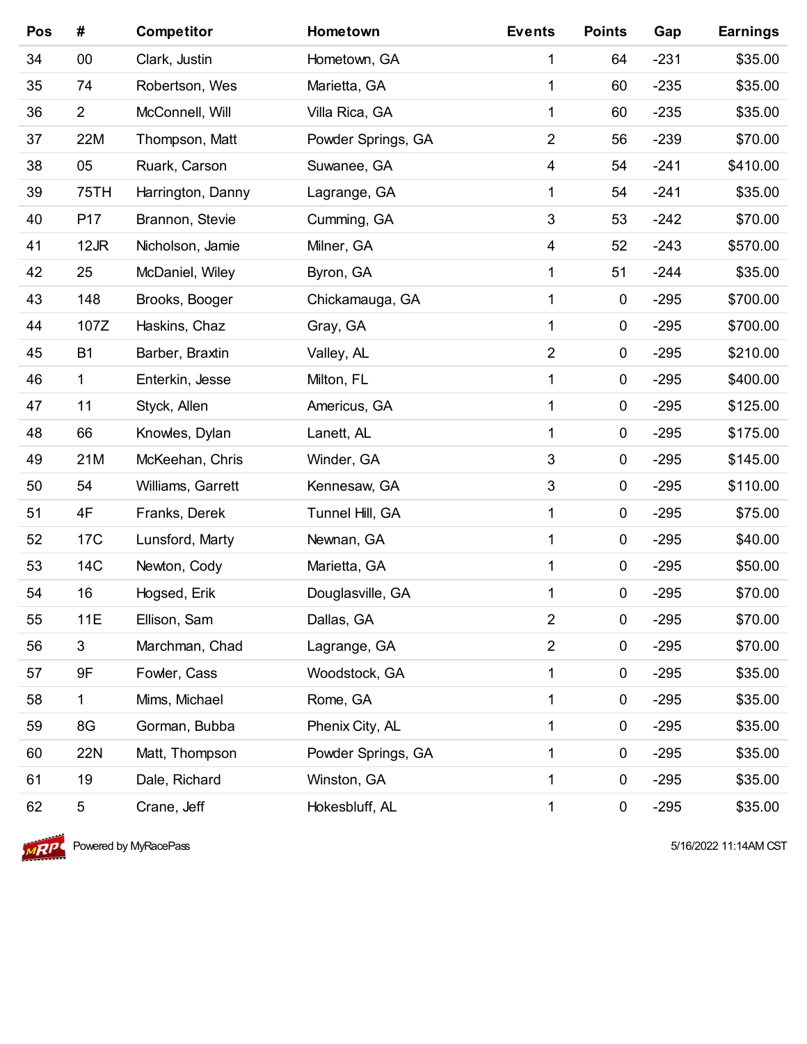| Pos | # | Competitor | Hometown | Events | Points | Gap | Earnings |
|---|---|---|---|---|---|---|---|
| 34 | 00 | Clark, Justin | Hometown, GA | 1 | 64 | -231 | $35.00 |
| 35 | 74 | Robertson, Wes | Marietta, GA | 1 | 60 | -235 | $35.00 |
| 36 | 2 | McConnell, Will | Villa Rica, GA | 1 | 60 | -235 | $35.00 |
| 37 | 22M | Thompson, Matt | Powder Springs, GA | 2 | 56 | -239 | $70.00 |
| 38 | 05 | Ruark, Carson | Suwanee, GA | 4 | 54 | -241 | $410.00 |
| 39 | 75TH | Harrington, Danny | Lagrange, GA | 1 | 54 | -241 | $35.00 |
| 40 | P17 | Brannon, Stevie | Cumming, GA | 3 | 53 | -242 | $70.00 |
| 41 | 12JR | Nicholson, Jamie | Milner, GA | 4 | 52 | -243 | $570.00 |
| 42 | 25 | McDaniel, Wiley | Byron, GA | 1 | 51 | -244 | $35.00 |
| 43 | 148 | Brooks, Booger | Chickamauga, GA | 1 | 0 | -295 | $700.00 |
| 44 | 107Z | Haskins, Chaz | Gray, GA | 1 | 0 | -295 | $700.00 |
| 45 | B1 | Barber, Braxtin | Valley, AL | 2 | 0 | -295 | $210.00 |
| 46 | 1 | Enterkin, Jesse | Milton, FL | 1 | 0 | -295 | $400.00 |
| 47 | 11 | Styck, Allen | Americus, GA | 1 | 0 | -295 | $125.00 |
| 48 | 66 | Knowles, Dylan | Lanett, AL | 1 | 0 | -295 | $175.00 |
| 49 | 21M | McKeehan, Chris | Winder, GA | 3 | 0 | -295 | $145.00 |
| 50 | 54 | Williams, Garrett | Kennesaw, GA | 3 | 0 | -295 | $110.00 |
| 51 | 4F | Franks, Derek | Tunnel Hill, GA | 1 | 0 | -295 | $75.00 |
| 52 | 17C | Lunsford, Marty | Newnan, GA | 1 | 0 | -295 | $40.00 |
| 53 | 14C | Newton, Cody | Marietta, GA | 1 | 0 | -295 | $50.00 |
| 54 | 16 | Hogsed, Erik | Douglasville, GA | 1 | 0 | -295 | $70.00 |
| 55 | 11E | Ellison, Sam | Dallas, GA | 2 | 0 | -295 | $70.00 |
| 56 | 3 | Marchman, Chad | Lagrange, GA | 2 | 0 | -295 | $70.00 |
| 57 | 9F | Fowler, Cass | Woodstock, GA | 1 | 0 | -295 | $35.00 |
| 58 | 1 | Mims, Michael | Rome, GA | 1 | 0 | -295 | $35.00 |
| 59 | 8G | Gorman, Bubba | Phenix City, AL | 1 | 0 | -295 | $35.00 |
| 60 | 22N | Matt, Thompson | Powder Springs, GA | 1 | 0 | -295 | $35.00 |
| 61 | 19 | Dale, Richard | Winston, GA | 1 | 0 | -295 | $35.00 |
| 62 | 5 | Crane, Jeff | Hokesbluff, AL | 1 | 0 | -295 | $35.00 |

Powered by MyRacePass

5/16/2022 11:14AM CST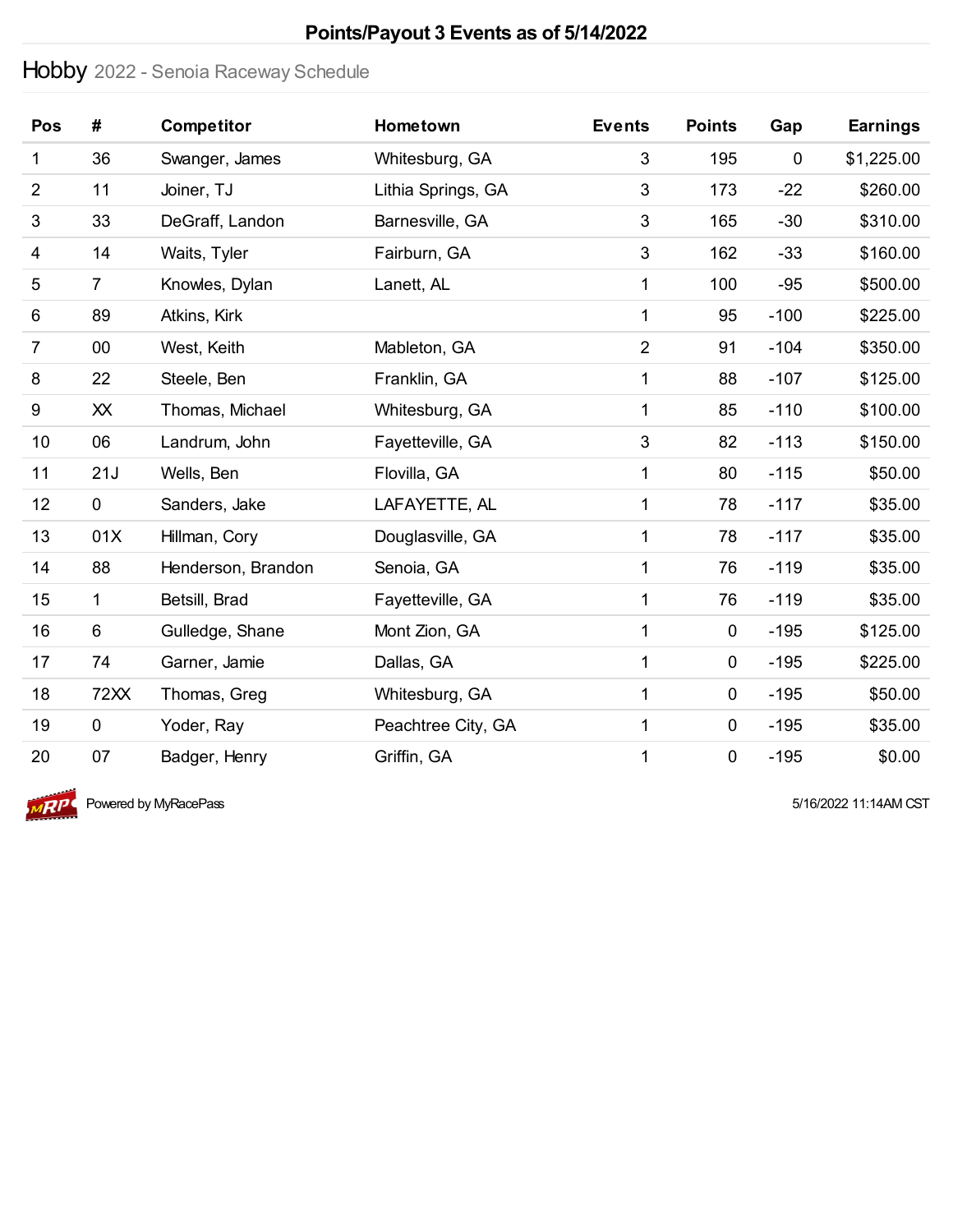# Points/Payout 3 Events as of 5/14/2022

## Hobby 2022 - Senoia Raceway Schedule

| Pos | # | Competitor | Hometown | Events | Points | Gap | Earnings |
|---|---|---|---|---|---|---|---|
| 1 | 36 | Swanger, James | Whitesburg, GA | 3 | 195 | 0 | $1,225.00 |
| 2 | 11 | Joiner, TJ | Lithia Springs, GA | 3 | 173 | -22 | $260.00 |
| 3 | 33 | DeGraff, Landon | Barnesville, GA | 3 | 165 | -30 | $310.00 |
| 4 | 14 | Waits, Tyler | Fairburn, GA | 3 | 162 | -33 | $160.00 |
| 5 | 7 | Knowles, Dylan | Lanett, AL | 1 | 100 | -95 | $500.00 |
| 6 | 89 | Atkins, Kirk | | 1 | 95 | -100 | $225.00 |
| 7 | 00 | West, Keith | Mableton, GA | 2 | 91 | -104 | $350.00 |
| 8 | 22 | Steele, Ben | Franklin, GA | 1 | 88 | -107 | $125.00 |
| 9 | XX | Thomas, Michael | Whitesburg, GA | 1 | 85 | -110 | $100.00 |
| 10 | 06 | Landrum, John | Fayetteville, GA | 3 | 82 | -113 | $150.00 |
| 11 | 21J | Wells, Ben | Flovilla, GA | 1 | 80 | -115 | $50.00 |
| 12 | 0 | Sanders, Jake | LAFAYETTE, AL | 1 | 78 | -117 | $35.00 |
| 13 | 01X | Hillman, Cory | Douglasville, GA | 1 | 78 | -117 | $35.00 |
| 14 | 88 | Henderson, Brandon | Senoia, GA | 1 | 76 | -119 | $35.00 |
| 15 | 1 | Betsill, Brad | Fayetteville, GA | 1 | 76 | -119 | $35.00 |
| 16 | 6 | Gulledge, Shane | Mont Zion, GA | 1 | 0 | -195 | $125.00 |
| 17 | 74 | Garner, Jamie | Dallas, GA | 1 | 0 | -195 | $225.00 |
| 18 | 72XX | Thomas, Greg | Whitesburg, GA | 1 | 0 | -195 | $50.00 |
| 19 | 0 | Yoder, Ray | Peachtree City, GA | 1 | 0 | -195 | $35.00 |
| 20 | 07 | Badger, Henry | Griffin, GA | 1 | 0 | -195 | $0.00 |

Powered by MyRacePass

5/16/2022 11:14AM CST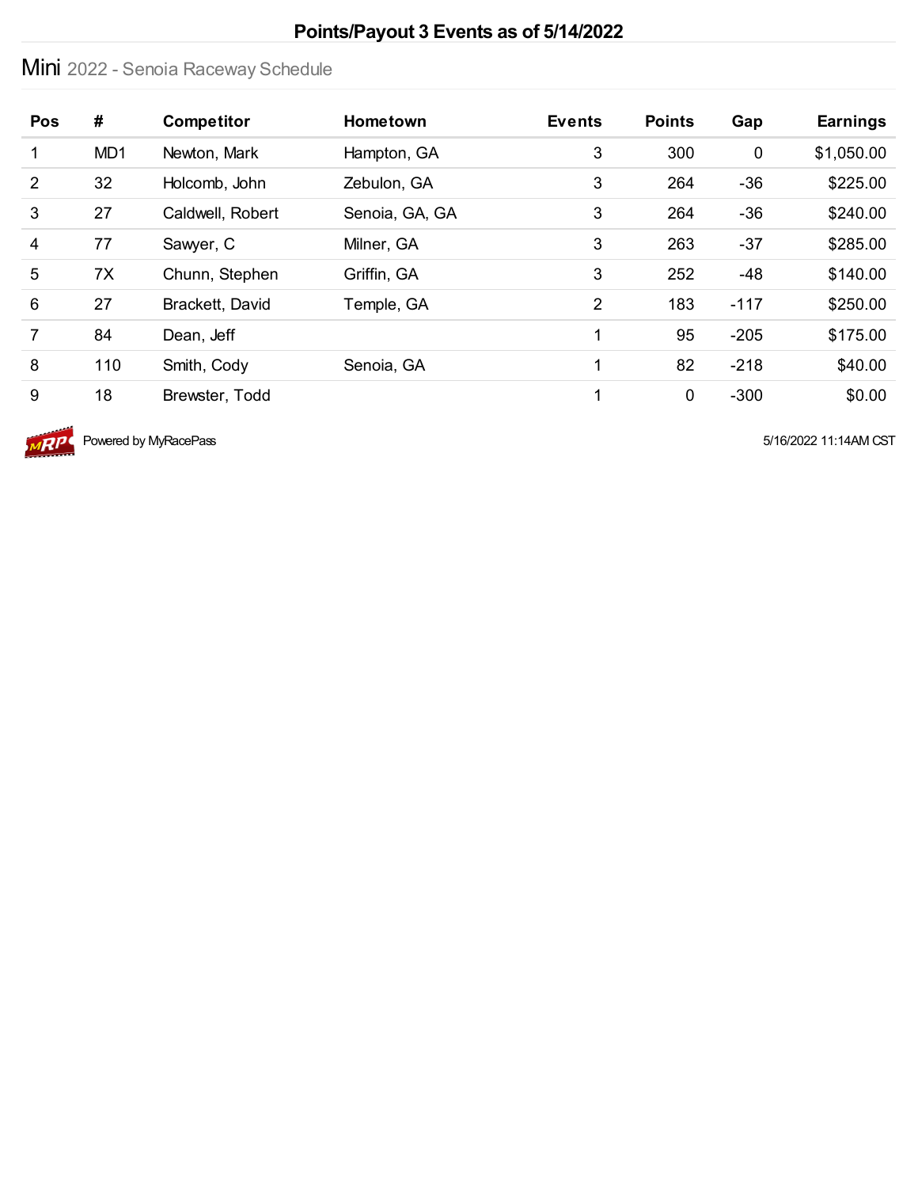# Points/Payout 3 Events as of 5/14/2022

## Mini 2022 - Senoia Raceway Schedule

| Pos | # | Competitor | Hometown | Events | Points | Gap | Earnings |
|---|---|---|---|---|---|---|---|
| 1 | MD1 | Newton, Mark | Hampton, GA | 3 | 300 | 0 | $1,050.00 |
| 2 | 32 | Holcomb, John | Zebulon, GA | 3 | 264 | -36 | $225.00 |
| 3 | 27 | Caldwell, Robert | Senoia, GA, GA | 3 | 264 | -36 | $240.00 |
| 4 | 77 | Sawyer, C | Milner, GA | 3 | 263 | -37 | $285.00 |
| 5 | 7X | Chunn, Stephen | Griffin, GA | 3 | 252 | -48 | $140.00 |
| 6 | 27 | Brackett, David | Temple, GA | 2 | 183 | -117 | $250.00 |
| 7 | 84 | Dean, Jeff | | 1 | 95 | -205 | $175.00 |
| 8 | 110 | Smith, Cody | Senoia, GA | 1 | 82 | -218 | $40.00 |
| 9 | 18 | Brewster, Todd | | 1 | 0 | -300 | $0.00 |

Powered by MyRacePass

5/16/2022 11:14AM CST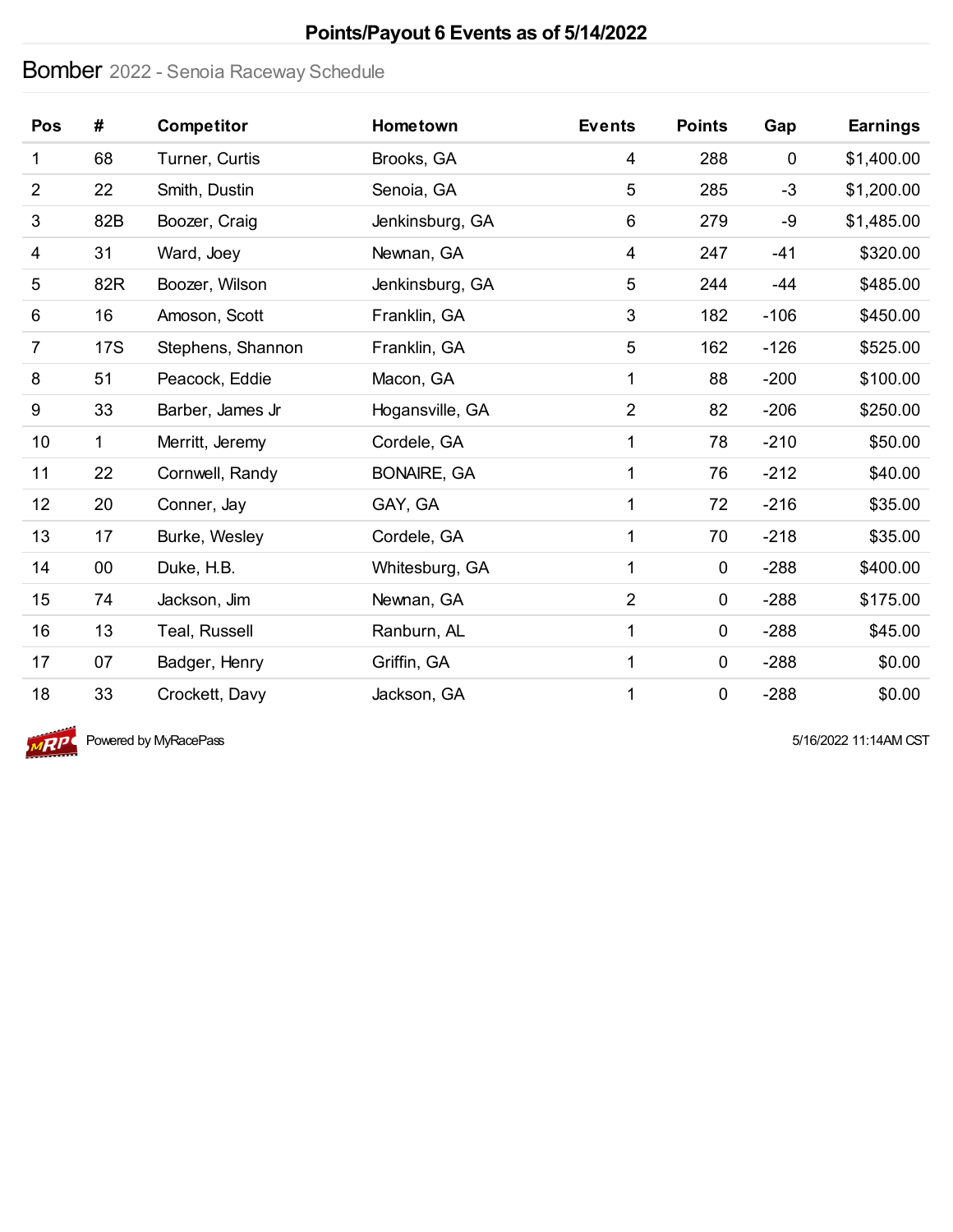# Points/Payout 6 Events as of 5/14/2022

## Bomber 2022 - Senoia Raceway Schedule

| Pos | # | Competitor | Hometown | Events | Points | Gap | Earnings |
|---|---|---|---|---|---|---|---|
| 1 | 68 | Turner, Curtis | Brooks, GA | 4 | 288 | 0 | $1,400.00 |
| 2 | 22 | Smith, Dustin | Senoia, GA | 5 | 285 | -3 | $1,200.00 |
| 3 | 82B | Boozer, Craig | Jenkinsburg, GA | 6 | 279 | -9 | $1,485.00 |
| 4 | 31 | Ward, Joey | Newnan, GA | 4 | 247 | -41 | $320.00 |
| 5 | 82R | Boozer, Wilson | Jenkinsburg, GA | 5 | 244 | -44 | $485.00 |
| 6 | 16 | Amoson, Scott | Franklin, GA | 3 | 182 | -106 | $450.00 |
| 7 | 17S | Stephens, Shannon | Franklin, GA | 5 | 162 | -126 | $525.00 |
| 8 | 51 | Peacock, Eddie | Macon, GA | 1 | 88 | -200 | $100.00 |
| 9 | 33 | Barber, James Jr | Hogansville, GA | 2 | 82 | -206 | $250.00 |
| 10 | 1 | Merritt, Jeremy | Cordele, GA | 1 | 78 | -210 | $50.00 |
| 11 | 22 | Cornwell, Randy | BONAIRE, GA | 1 | 76 | -212 | $40.00 |
| 12 | 20 | Conner, Jay | GAY, GA | 1 | 72 | -216 | $35.00 |
| 13 | 17 | Burke, Wesley | Cordele, GA | 1 | 70 | -218 | $35.00 |
| 14 | 00 | Duke, H.B. | Whitesburg, GA | 1 | 0 | -288 | $400.00 |
| 15 | 74 | Jackson, Jim | Newnan, GA | 2 | 0 | -288 | $175.00 |
| 16 | 13 | Teal, Russell | Ranburn, AL | 1 | 0 | -288 | $45.00 |
| 17 | 07 | Badger, Henry | Griffin, GA | 1 | 0 | -288 | $0.00 |
| 18 | 33 | Crockett, Davy | Jackson, GA | 1 | 0 | -288 | $0.00 |

Powered by MyRacePass

5/16/2022 11:14AM CST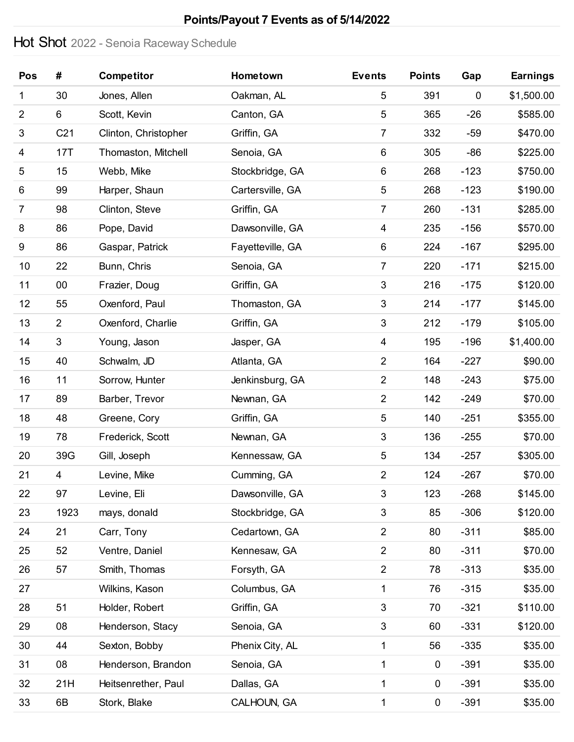# Points/Payout 7 Events as of 5/14/2022

## Hot Shot 2022 - Senoia Raceway Schedule

| Pos | # | Competitor | Hometown | Events | Points | Gap | Earnings |
|---|---|---|---|---|---|---|---|
| 1 | 30 | Jones, Allen | Oakman, AL | 5 | 391 | 0 | $1,500.00 |
| 2 | 6 | Scott, Kevin | Canton, GA | 5 | 365 | -26 | $585.00 |
| 3 | C21 | Clinton, Christopher | Griffin, GA | 7 | 332 | -59 | $470.00 |
| 4 | 17T | Thomaston, Mitchell | Senoia, GA | 6 | 305 | -86 | $225.00 |
| 5 | 15 | Webb, Mike | Stockbridge, GA | 6 | 268 | -123 | $750.00 |
| 6 | 99 | Harper, Shaun | Cartersville, GA | 5 | 268 | -123 | $190.00 |
| 7 | 98 | Clinton, Steve | Griffin, GA | 7 | 260 | -131 | $285.00 |
| 8 | 86 | Pope, David | Dawsonville, GA | 4 | 235 | -156 | $570.00 |
| 9 | 86 | Gaspar, Patrick | Fayetteville, GA | 6 | 224 | -167 | $295.00 |
| 10 | 22 | Bunn, Chris | Senoia, GA | 7 | 220 | -171 | $215.00 |
| 11 | 00 | Frazier, Doug | Griffin, GA | 3 | 216 | -175 | $120.00 |
| 12 | 55 | Oxenford, Paul | Thomaston, GA | 3 | 214 | -177 | $145.00 |
| 13 | 2 | Oxenford, Charlie | Griffin, GA | 3 | 212 | -179 | $105.00 |
| 14 | 3 | Young, Jason | Jasper, GA | 4 | 195 | -196 | $1,400.00 |
| 15 | 40 | Schwalm, JD | Atlanta, GA | 2 | 164 | -227 | $90.00 |
| 16 | 11 | Sorrow, Hunter | Jenkinsburg, GA | 2 | 148 | -243 | $75.00 |
| 17 | 89 | Barber, Trevor | Newnan, GA | 2 | 142 | -249 | $70.00 |
| 18 | 48 | Greene, Cory | Griffin, GA | 5 | 140 | -251 | $355.00 |
| 19 | 78 | Frederick, Scott | Newnan, GA | 3 | 136 | -255 | $70.00 |
| 20 | 39G | Gill, Joseph | Kennessaw, GA | 5 | 134 | -257 | $305.00 |
| 21 | 4 | Levine, Mike | Cumming, GA | 2 | 124 | -267 | $70.00 |
| 22 | 97 | Levine, Eli | Dawsonville, GA | 3 | 123 | -268 | $145.00 |
| 23 | 1923 | mays, donald | Stockbridge, GA | 3 | 85 | -306 | $120.00 |
| 24 | 21 | Carr, Tony | Cedartown, GA | 2 | 80 | -311 | $85.00 |
| 25 | 52 | Ventre, Daniel | Kennesaw, GA | 2 | 80 | -311 | $70.00 |
| 26 | 57 | Smith, Thomas | Forsyth, GA | 2 | 78 | -313 | $35.00 |
| 27 | | Wilkins, Kason | Columbus, GA | 1 | 76 | -315 | $35.00 |
| 28 | 51 | Holder, Robert | Griffin, GA | 3 | 70 | -321 | $110.00 |
| 29 | 08 | Henderson, Stacy | Senoia, GA | 3 | 60 | -331 | $120.00 |
| 30 | 44 | Sexton, Bobby | Phenix City, AL | 1 | 56 | -335 | $35.00 |
| 31 | 08 | Henderson, Brandon | Senoia, GA | 1 | 0 | -391 | $35.00 |
| 32 | 21H | Heitsenrether, Paul | Dallas, GA | 1 | 0 | -391 | $35.00 |
| 33 | 6B | Stork, Blake | CALHOUN, GA | 1 | 0 | -391 | $35.00 |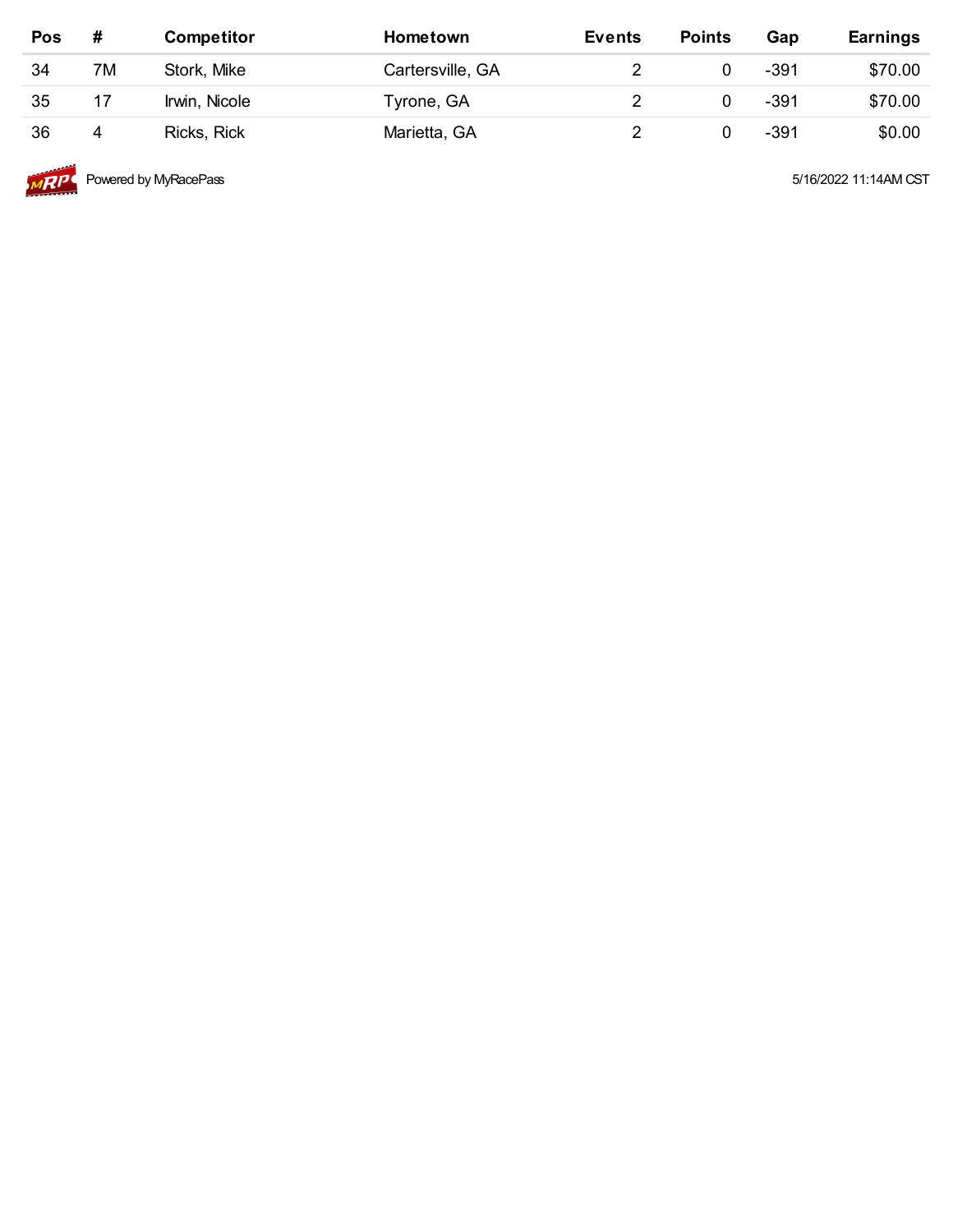| Pos | # | Competitor | Hometown | Events | Points | Gap | Earnings |
|---|---|---|---|---|---|---|---|
| 34 | 7M | Stork, Mike | Cartersville, GA | 2 | 0 | -391 | $70.00 |
| 35 | 17 | Irwin, Nicole | Tyrone, GA | 2 | 0 | -391 | $70.00 |
| 36 | 4 | Ricks, Rick | Marietta, GA | 2 | 0 | -391 | $0.00 |

Powered by MyRacePass

5/16/2022 11:14AM CST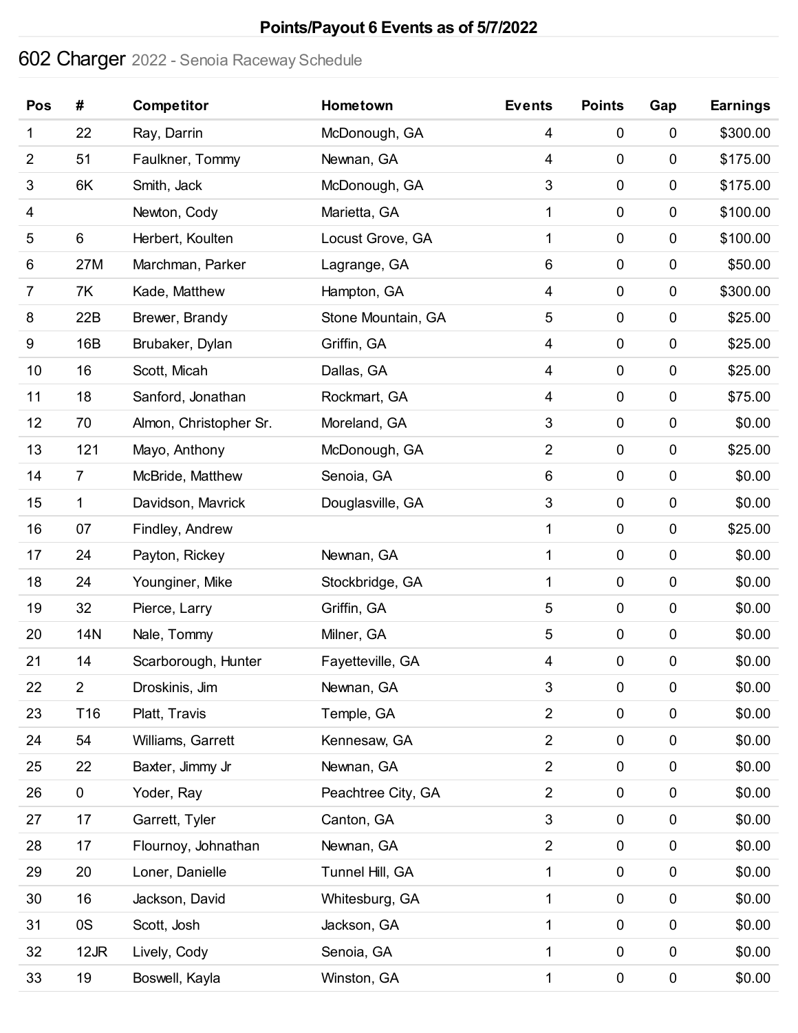**Points/Payout 6 Events as of 5/7/2022**

# 602 Charger 2022 - Senoia Raceway Schedule

| Pos | # | Competitor | Hometown | Events | Points | Gap | Earnings |
|---|---|---|---|---|---|---|---|
| 1 | 22 | Ray, Darrin | McDonough, GA | 4 | 0 | 0 | $300.00 |
| 2 | 51 | Faulkner, Tommy | Newnan, GA | 4 | 0 | 0 | $175.00 |
| 3 | 6K | Smith, Jack | McDonough, GA | 3 | 0 | 0 | $175.00 |
| 4 | | Newton, Cody | Marietta, GA | 1 | 0 | 0 | $100.00 |
| 5 | 6 | Herbert, Koulten | Locust Grove, GA | 1 | 0 | 0 | $100.00 |
| 6 | 27M | Marchman, Parker | Lagrange, GA | 6 | 0 | 0 | $50.00 |
| 7 | 7K | Kade, Matthew | Hampton, GA | 4 | 0 | 0 | $300.00 |
| 8 | 22B | Brewer, Brandy | Stone Mountain, GA | 5 | 0 | 0 | $25.00 |
| 9 | 16B | Brubaker, Dylan | Griffin, GA | 4 | 0 | 0 | $25.00 |
| 10 | 16 | Scott, Micah | Dallas, GA | 4 | 0 | 0 | $25.00 |
| 11 | 18 | Sanford, Jonathan | Rockmart, GA | 4 | 0 | 0 | $75.00 |
| 12 | 70 | Almon, Christopher Sr. | Moreland, GA | 3 | 0 | 0 | $0.00 |
| 13 | 121 | Mayo, Anthony | McDonough, GA | 2 | 0 | 0 | $25.00 |
| 14 | 7 | McBride, Matthew | Senoia, GA | 6 | 0 | 0 | $0.00 |
| 15 | 1 | Davidson, Mavrick | Douglasville, GA | 3 | 0 | 0 | $0.00 |
| 16 | 07 | Findley, Andrew | | 1 | 0 | 0 | $25.00 |
| 17 | 24 | Payton, Rickey | Newnan, GA | 1 | 0 | 0 | $0.00 |
| 18 | 24 | Younginer, Mike | Stockbridge, GA | 1 | 0 | 0 | $0.00 |
| 19 | 32 | Pierce, Larry | Griffin, GA | 5 | 0 | 0 | $0.00 |
| 20 | 14N | Nale, Tommy | Milner, GA | 5 | 0 | 0 | $0.00 |
| 21 | 14 | Scarborough, Hunter | Fayetteville, GA | 4 | 0 | 0 | $0.00 |
| 22 | 2 | Droskinis, Jim | Newnan, GA | 3 | 0 | 0 | $0.00 |
| 23 | T16 | Platt, Travis | Temple, GA | 2 | 0 | 0 | $0.00 |
| 24 | 54 | Williams, Garrett | Kennesaw, GA | 2 | 0 | 0 | $0.00 |
| 25 | 22 | Baxter, Jimmy Jr | Newnan, GA | 2 | 0 | 0 | $0.00 |
| 26 | 0 | Yoder, Ray | Peachtree City, GA | 2 | 0 | 0 | $0.00 |
| 27 | 17 | Garrett, Tyler | Canton, GA | 3 | 0 | 0 | $0.00 |
| 28 | 17 | Flournoy, Johnathan | Newnan, GA | 2 | 0 | 0 | $0.00 |
| 29 | 20 | Loner, Danielle | Tunnel Hill, GA | 1 | 0 | 0 | $0.00 |
| 30 | 16 | Jackson, David | Whitesburg, GA | 1 | 0 | 0 | $0.00 |
| 31 | 0S | Scott, Josh | Jackson, GA | 1 | 0 | 0 | $0.00 |
| 32 | 12JR | Lively, Cody | Senoia, GA | 1 | 0 | 0 | $0.00 |
| 33 | 19 | Boswell, Kayla | Winston, GA | 1 | 0 | 0 | $0.00 |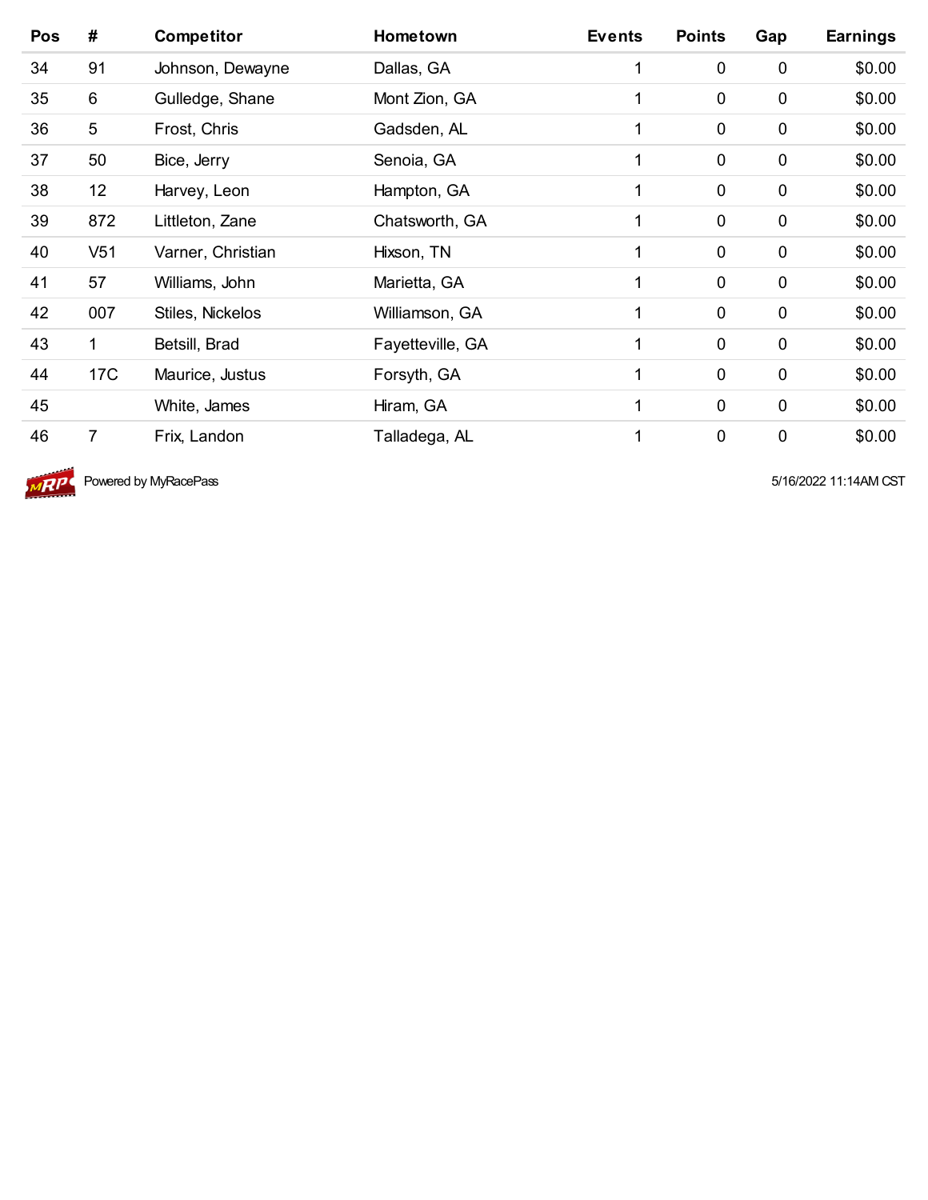| Pos | # | Competitor | Hometown | Events | Points | Gap | Earnings |
|---|---|---|---|---|---|---|---|
| 34 | 91 | Johnson, Dewayne | Dallas, GA | 1 | 0 | 0 | $0.00 |
| 35 | 6 | Gulledge, Shane | Mont Zion, GA | 1 | 0 | 0 | $0.00 |
| 36 | 5 | Frost, Chris | Gadsden, AL | 1 | 0 | 0 | $0.00 |
| 37 | 50 | Bice, Jerry | Senoia, GA | 1 | 0 | 0 | $0.00 |
| 38 | 12 | Harvey, Leon | Hampton, GA | 1 | 0 | 0 | $0.00 |
| 39 | 872 | Littleton, Zane | Chatsworth, GA | 1 | 0 | 0 | $0.00 |
| 40 | V51 | Varner, Christian | Hixson, TN | 1 | 0 | 0 | $0.00 |
| 41 | 57 | Williams, John | Marietta, GA | 1 | 0 | 0 | $0.00 |
| 42 | 007 | Stiles, Nickelos | Williamson, GA | 1 | 0 | 0 | $0.00 |
| 43 | 1 | Betsill, Brad | Fayetteville, GA | 1 | 0 | 0 | $0.00 |
| 44 | 17C | Maurice, Justus | Forsyth, GA | 1 | 0 | 0 | $0.00 |
| 45 | | White, James | Hiram, GA | 1 | 0 | 0 | $0.00 |
| 46 | 7 | Frix, Landon | Talladega, AL | 1 | 0 | 0 | $0.00 |

Powered by MyRacePass 5/16/2022 11:14AM CST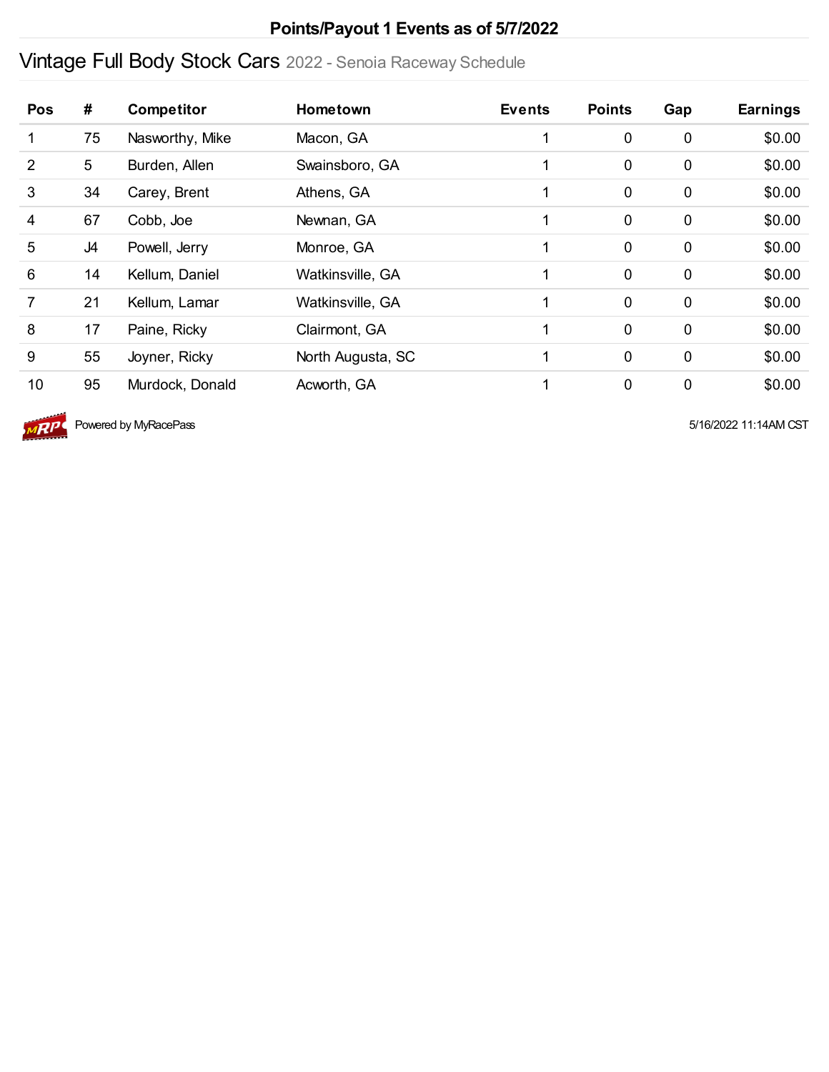**Points/Payout 1 Events as of 5/7/2022**

## Vintage Full Body Stock Cars 2022 - Senoia Raceway Schedule

| Pos | # | Competitor | Hometown | Events | Points | Gap | Earnings |
|---|---|---|---|---|---|---|---|
| 1 | 75 | Nasworthy, Mike | Macon, GA | 1 | 0 | 0 | $0.00 |
| 2 | 5 | Burden, Allen | Swainsboro, GA | 1 | 0 | 0 | $0.00 |
| 3 | 34 | Carey, Brent | Athens, GA | 1 | 0 | 0 | $0.00 |
| 4 | 67 | Cobb, Joe | Newnan, GA | 1 | 0 | 0 | $0.00 |
| 5 | J4 | Powell, Jerry | Monroe, GA | 1 | 0 | 0 | $0.00 |
| 6 | 14 | Kellum, Daniel | Watkinsville, GA | 1 | 0 | 0 | $0.00 |
| 7 | 21 | Kellum, Lamar | Watkinsville, GA | 1 | 0 | 0 | $0.00 |
| 8 | 17 | Paine, Ricky | Clairmont, GA | 1 | 0 | 0 | $0.00 |
| 9 | 55 | Joyner, Ricky | North Augusta, SC | 1 | 0 | 0 | $0.00 |
| 10 | 95 | Murdock, Donald | Acworth, GA | 1 | 0 | 0 | $0.00 |

Powered by MyRacePass

5/16/2022 11:14AM CST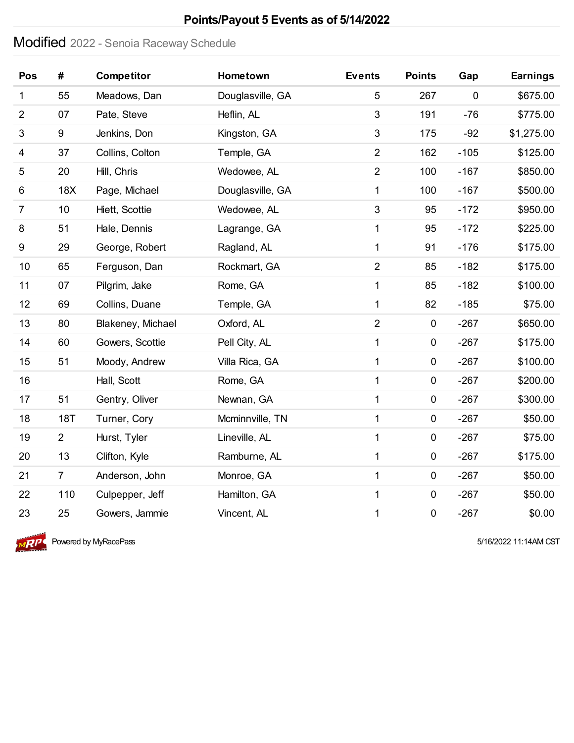# Points/Payout 5 Events as of 5/14/2022

## Modified 2022 - Senoia Raceway Schedule

| Pos | # | Competitor | Hometown | Events | Points | Gap | Earnings |
|---|---|---|---|---|---|---|---|
| 1 | 55 | Meadows, Dan | Douglasville, GA | 5 | 267 | 0 | $675.00 |
| 2 | 07 | Pate, Steve | Heflin, AL | 3 | 191 | -76 | $775.00 |
| 3 | 9 | Jenkins, Don | Kingston, GA | 3 | 175 | -92 | $1,275.00 |
| 4 | 37 | Collins, Colton | Temple, GA | 2 | 162 | -105 | $125.00 |
| 5 | 20 | Hill, Chris | Wedowee, AL | 2 | 100 | -167 | $850.00 |
| 6 | 18X | Page, Michael | Douglasville, GA | 1 | 100 | -167 | $500.00 |
| 7 | 10 | Hiett, Scottie | Wedowee, AL | 3 | 95 | -172 | $950.00 |
| 8 | 51 | Hale, Dennis | Lagrange, GA | 1 | 95 | -172 | $225.00 |
| 9 | 29 | George, Robert | Ragland, AL | 1 | 91 | -176 | $175.00 |
| 10 | 65 | Ferguson, Dan | Rockmart, GA | 2 | 85 | -182 | $175.00 |
| 11 | 07 | Pilgrim, Jake | Rome, GA | 1 | 85 | -182 | $100.00 |
| 12 | 69 | Collins, Duane | Temple, GA | 1 | 82 | -185 | $75.00 |
| 13 | 80 | Blakeney, Michael | Oxford, AL | 2 | 0 | -267 | $650.00 |
| 14 | 60 | Gowers, Scottie | Pell City, AL | 1 | 0 | -267 | $175.00 |
| 15 | 51 | Moody, Andrew | Villa Rica, GA | 1 | 0 | -267 | $100.00 |
| 16 | | Hall, Scott | Rome, GA | 1 | 0 | -267 | $200.00 |
| 17 | 51 | Gentry, Oliver | Newnan, GA | 1 | 0 | -267 | $300.00 |
| 18 | 18T | Turner, Cory | Mcminnville, TN | 1 | 0 | -267 | $50.00 |
| 19 | 2 | Hurst, Tyler | Lineville, AL | 1 | 0 | -267 | $75.00 |
| 20 | 13 | Clifton, Kyle | Ramburne, AL | 1 | 0 | -267 | $175.00 |
| 21 | 7 | Anderson, John | Monroe, GA | 1 | 0 | -267 | $50.00 |
| 22 | 110 | Culpepper, Jeff | Hamilton, GA | 1 | 0 | -267 | $50.00 |
| 23 | 25 | Gowers, Jammie | Vincent, AL | 1 | 0 | -267 | $0.00 |

Powered by MyRacePass

5/16/2022 11:14AM CST